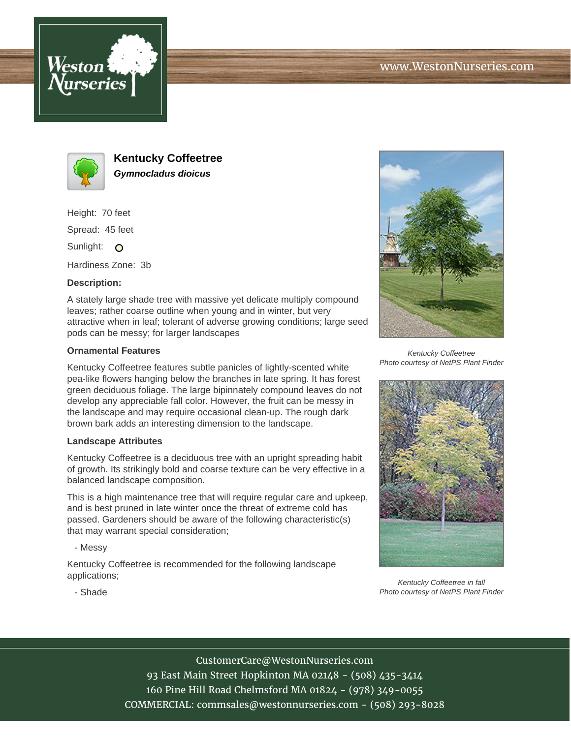# Kentucky Coffeetree

***Gymnocladus dioicus***

Height: 70 feet

Spread: 45 feet

Sunlight: O

Hardiness Zone: 3b

**Description:**

A stately large shade tree with massive yet delicate multiply compound leaves; rather coarse outline when young and in winter, but very attractive when in leaf; tolerant of adverse growing conditions; large seed pods can be messy; for larger landscapes

### Ornamental Features

Kentucky Coffeetree features subtle panicles of lightly-scented white pea-like flowers hanging below the branches in late spring. It has forest green deciduous foliage. The large bipinnately compound leaves do not develop any appreciable fall color. However, the fruit can be messy in the landscape and may require occasional clean-up. The rough dark brown bark adds an interesting dimension to the landscape.

### Landscape Attributes

Kentucky Coffeetree is a deciduous tree with an upright spreading habit of growth. Its strikingly bold and coarse texture can be very effective in a balanced landscape composition.

This is a high maintenance tree that will require regular care and upkeep, and is best pruned in late winter once the threat of extreme cold has passed. Gardeners should be aware of the following characteristic(s) that may warrant special consideration;

- Messy

Kentucky Coffeetree is recommended for the following landscape applications;

- Shade

*Kentucky Coffeetree*
*Photo courtesy of NetPS Plant Finder*

*Kentucky Coffeetree in fall*
*Photo courtesy of NetPS Plant Finder*

CustomerCare@WestonNurseries.com
93 East Main Street Hopkinton MA 02148 - (508) 435-3414
160 Pine Hill Road Chelmsford MA 01824 - (978) 349-0055
COMMERCIAL: commsales@westonnurseries.com - (508) 293-8028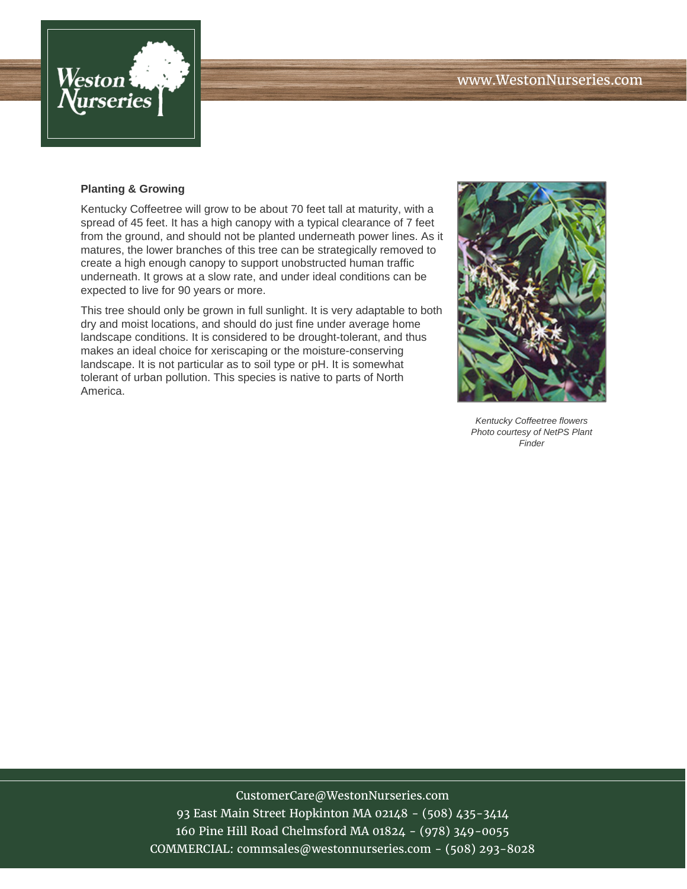## Planting & Growing

Kentucky Coffeetree will grow to be about 70 feet tall at maturity, with a spread of 45 feet. It has a high canopy with a typical clearance of 7 feet from the ground, and should not be planted underneath power lines. As it matures, the lower branches of this tree can be strategically removed to create a high enough canopy to support unobstructed human traffic underneath. It grows at a slow rate, and under ideal conditions can be expected to live for 90 years or more.

This tree should only be grown in full sunlight. It is very adaptable to both dry and moist locations, and should do just fine under average home landscape conditions. It is considered to be drought-tolerant, and thus makes an ideal choice for xeriscaping or the moisture-conserving landscape. It is not particular as to soil type or pH. It is somewhat tolerant of urban pollution. This species is native to parts of North America.

*Kentucky Coffeetree flowers*
*Photo courtesy of NetPS Plant Finder*